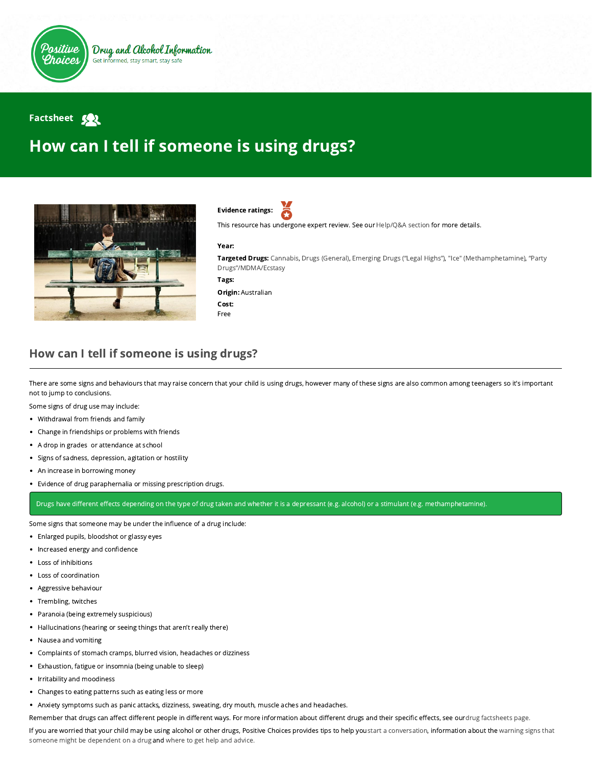Positive Choices — Drug and Alcohol Information
Get informed, stay smart, stay safe

Factsheet

# How can I tell if someone is using drugs?

**Evidence ratings:**

This resource has undergone expert review. See our Help/Q&A section for more details.

**Year:**

**Targeted Drugs:** Cannabis, Drugs (General), Emerging Drugs ("Legal Highs"), "Ice" (Methamphetamine), "Party Drugs"/MDMA/Ecstasy

**Tags:**

**Origin:** Australian

**Cost:**
Free

## How can I tell if someone is using drugs?

There are some signs and behaviours that may raise concern that your child is using drugs, however many of these signs are also common among teenagers so it's important not to jump to conclusions.

Some signs of drug use may include:

- Withdrawal from friends and family
- Change in friendships or problems with friends
- A drop in grades or attendance at school
- Signs of sadness, depression, agitation or hostility
- An increase in borrowing money
- Evidence of drug paraphernalia or missing prescription drugs.

> Drugs have different effects depending on the type of drug taken and whether it is a depressant (e.g. alcohol) or a stimulant (e.g. methamphetamine).

Some signs that someone may be under the influence of a drug include:

- Enlarged pupils, bloodshot or glassy eyes
- Increased energy and confidence
- Loss of inhibitions
- Loss of coordination
- Aggressive behaviour
- Trembling, twitches
- Paranoia (being extremely suspicious)
- Hallucinations (hearing or seeing things that aren't really there)
- Nausea and vomiting
- Complaints of stomach cramps, blurred vision, headaches or dizziness
- Exhaustion, fatigue or insomnia (being unable to sleep)
- Irritability and moodiness
- Changes to eating patterns such as eating less or more
- Anxiety symptoms such as panic attacks, dizziness, sweating, dry mouth, muscle aches and headaches.

Remember that drugs can affect different people in different ways. For more information about different drugs and their specific effects, see our drug factsheets page.

If you are worried that your child may be using alcohol or other drugs, Positive Choices provides tips to help you start a conversation, information about the warning signs that someone might be dependent on a drug and where to get help and advice.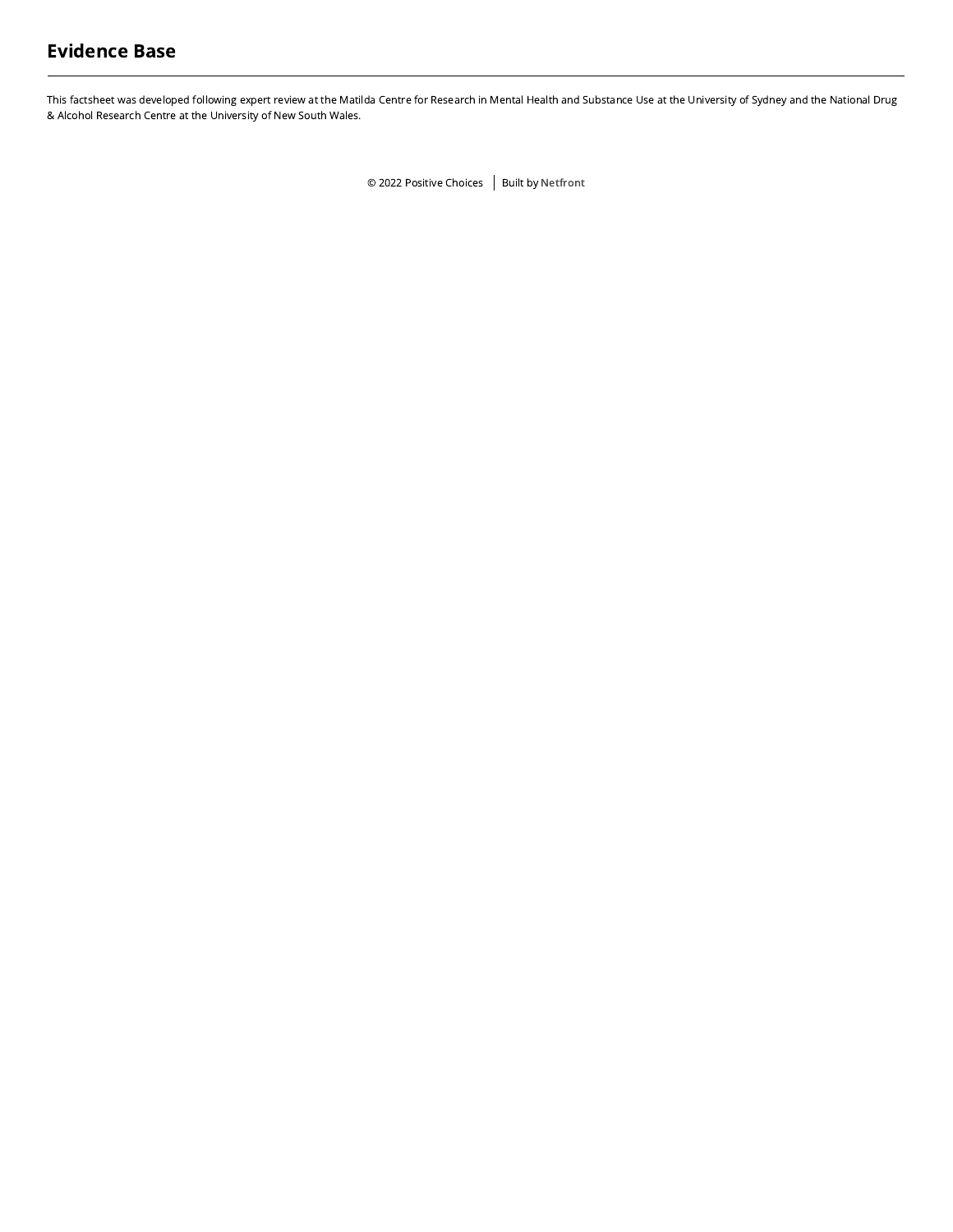## Evidence Base

This factsheet was developed following expert review at the Matilda Centre for Research in Mental Health and Substance Use at the University of Sydney and the National Drug & Alcohol Research Centre at the University of New South Wales.

© 2022 Positive Choices | Built by **Netfront**